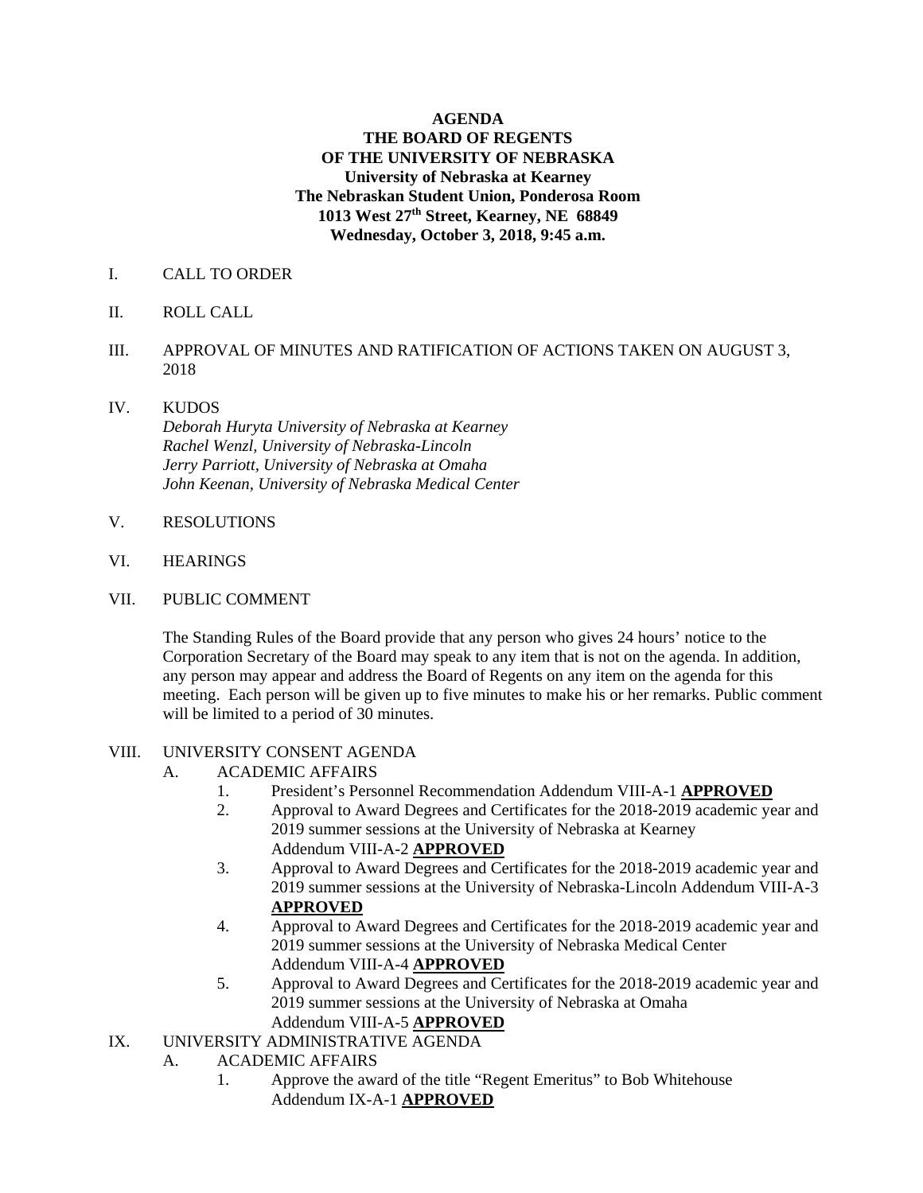**AGENDA**
**THE BOARD OF REGENTS**
**OF THE UNIVERSITY OF NEBRASKA**
**University of Nebraska at Kearney**
**The Nebraskan Student Union, Ponderosa Room**
**1013 West 27th Street, Kearney, NE 68849**
**Wednesday, October 3, 2018, 9:45 a.m.**

I. CALL TO ORDER

II. ROLL CALL

III. APPROVAL OF MINUTES AND RATIFICATION OF ACTIONS TAKEN ON AUGUST 3, 2018

IV. KUDOS
*Deborah Huryta University of Nebraska at Kearney*
*Rachel Wenzl, University of Nebraska-Lincoln*
*Jerry Parriott, University of Nebraska at Omaha*
*John Keenan, University of Nebraska Medical Center*

V. RESOLUTIONS

VI. HEARINGS

VII. PUBLIC COMMENT

The Standing Rules of the Board provide that any person who gives 24 hours' notice to the Corporation Secretary of the Board may speak to any item that is not on the agenda. In addition, any person may appear and address the Board of Regents on any item on the agenda for this meeting. Each person will be given up to five minutes to make his or her remarks. Public comment will be limited to a period of 30 minutes.

VIII. UNIVERSITY CONSENT AGENDA

A. ACADEMIC AFFAIRS

1. President's Personnel Recommendation Addendum VIII-A-1 **APPROVED**
2. Approval to Award Degrees and Certificates for the 2018-2019 academic year and 2019 summer sessions at the University of Nebraska at Kearney Addendum VIII-A-2 **APPROVED**
3. Approval to Award Degrees and Certificates for the 2018-2019 academic year and 2019 summer sessions at the University of Nebraska-Lincoln Addendum VIII-A-3 **APPROVED**
4. Approval to Award Degrees and Certificates for the 2018-2019 academic year and 2019 summer sessions at the University of Nebraska Medical Center Addendum VIII-A-4 **APPROVED**
5. Approval to Award Degrees and Certificates for the 2018-2019 academic year and 2019 summer sessions at the University of Nebraska at Omaha Addendum VIII-A-5 **APPROVED**

IX. UNIVERSITY ADMINISTRATIVE AGENDA

A. ACADEMIC AFFAIRS

1. Approve the award of the title "Regent Emeritus" to Bob Whitehouse Addendum IX-A-1 **APPROVED**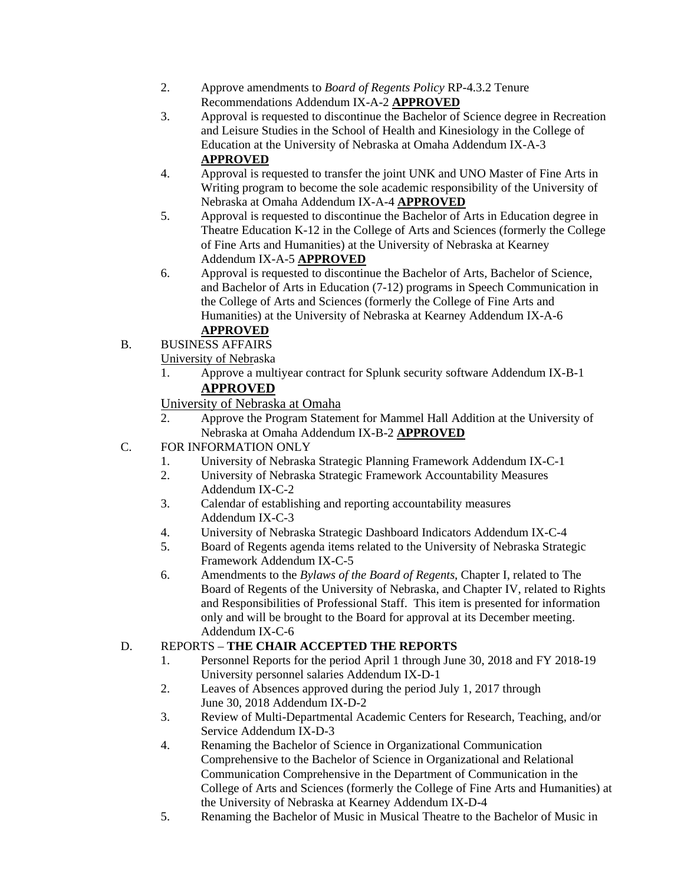2. Approve amendments to *Board of Regents Policy* RP-4.3.2 Tenure Recommendations Addendum IX-A-2 **APPROVED**
3. Approval is requested to discontinue the Bachelor of Science degree in Recreation and Leisure Studies in the School of Health and Kinesiology in the College of Education at the University of Nebraska at Omaha Addendum IX-A-3 **APPROVED**
4. Approval is requested to transfer the joint UNK and UNO Master of Fine Arts in Writing program to become the sole academic responsibility of the University of Nebraska at Omaha Addendum IX-A-4 **APPROVED**
5. Approval is requested to discontinue the Bachelor of Arts in Education degree in Theatre Education K-12 in the College of Arts and Sciences (formerly the College of Fine Arts and Humanities) at the University of Nebraska at Kearney Addendum IX-A-5 **APPROVED**
6. Approval is requested to discontinue the Bachelor of Arts, Bachelor of Science, and Bachelor of Arts in Education (7-12) programs in Speech Communication in the College of Arts and Sciences (formerly the College of Fine Arts and Humanities) at the University of Nebraska at Kearney Addendum IX-A-6 **APPROVED**

B. BUSINESS AFFAIRS

University of Nebraska

1. Approve a multiyear contract for Splunk security software Addendum IX-B-1 **APPROVED**

University of Nebraska at Omaha

2. Approve the Program Statement for Mammel Hall Addition at the University of Nebraska at Omaha Addendum IX-B-2 **APPROVED**

C. FOR INFORMATION ONLY

1. University of Nebraska Strategic Planning Framework Addendum IX-C-1
2. University of Nebraska Strategic Framework Accountability Measures Addendum IX-C-2
3. Calendar of establishing and reporting accountability measures Addendum IX-C-3
4. University of Nebraska Strategic Dashboard Indicators Addendum IX-C-4
5. Board of Regents agenda items related to the University of Nebraska Strategic Framework Addendum IX-C-5
6. Amendments to the *Bylaws of the Board of Regents*, Chapter I, related to The Board of Regents of the University of Nebraska, and Chapter IV, related to Rights and Responsibilities of Professional Staff. This item is presented for information only and will be brought to the Board for approval at its December meeting. Addendum IX-C-6

D. REPORTS – **THE CHAIR ACCEPTED THE REPORTS**

1. Personnel Reports for the period April 1 through June 30, 2018 and FY 2018-19 University personnel salaries Addendum IX-D-1
2. Leaves of Absences approved during the period July 1, 2017 through June 30, 2018 Addendum IX-D-2
3. Review of Multi-Departmental Academic Centers for Research, Teaching, and/or Service Addendum IX-D-3
4. Renaming the Bachelor of Science in Organizational Communication Comprehensive to the Bachelor of Science in Organizational and Relational Communication Comprehensive in the Department of Communication in the College of Arts and Sciences (formerly the College of Fine Arts and Humanities) at the University of Nebraska at Kearney Addendum IX-D-4
5. Renaming the Bachelor of Music in Musical Theatre to the Bachelor of Music in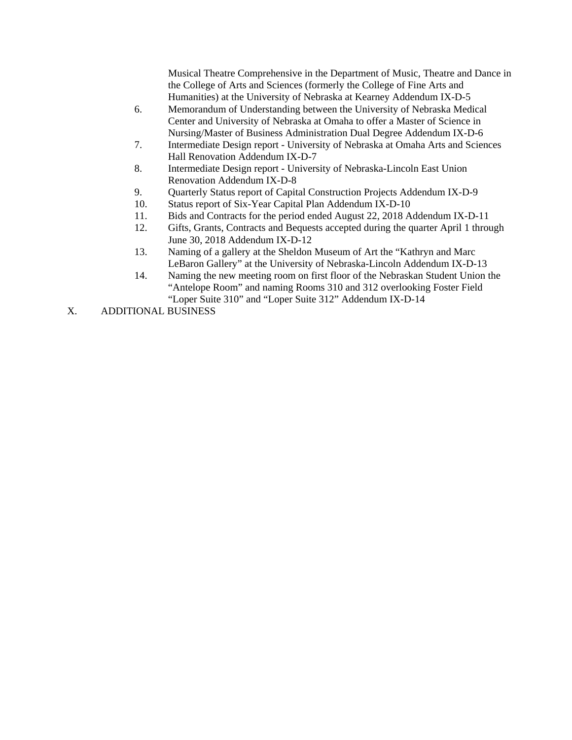Musical Theatre Comprehensive in the Department of Music, Theatre and Dance in the College of Arts and Sciences (formerly the College of Fine Arts and Humanities) at the University of Nebraska at Kearney Addendum IX-D-5

6. Memorandum of Understanding between the University of Nebraska Medical Center and University of Nebraska at Omaha to offer a Master of Science in Nursing/Master of Business Administration Dual Degree Addendum IX-D-6
7. Intermediate Design report - University of Nebraska at Omaha Arts and Sciences Hall Renovation Addendum IX-D-7
8. Intermediate Design report - University of Nebraska-Lincoln East Union Renovation Addendum IX-D-8
9. Quarterly Status report of Capital Construction Projects Addendum IX-D-9
10. Status report of Six-Year Capital Plan Addendum IX-D-10
11. Bids and Contracts for the period ended August 22, 2018 Addendum IX-D-11
12. Gifts, Grants, Contracts and Bequests accepted during the quarter April 1 through June 30, 2018 Addendum IX-D-12
13. Naming of a gallery at the Sheldon Museum of Art the "Kathryn and Marc LeBaron Gallery" at the University of Nebraska-Lincoln Addendum IX-D-13
14. Naming the new meeting room on first floor of the Nebraskan Student Union the "Antelope Room" and naming Rooms 310 and 312 overlooking Foster Field "Loper Suite 310" and "Loper Suite 312" Addendum IX-D-14

X. ADDITIONAL BUSINESS